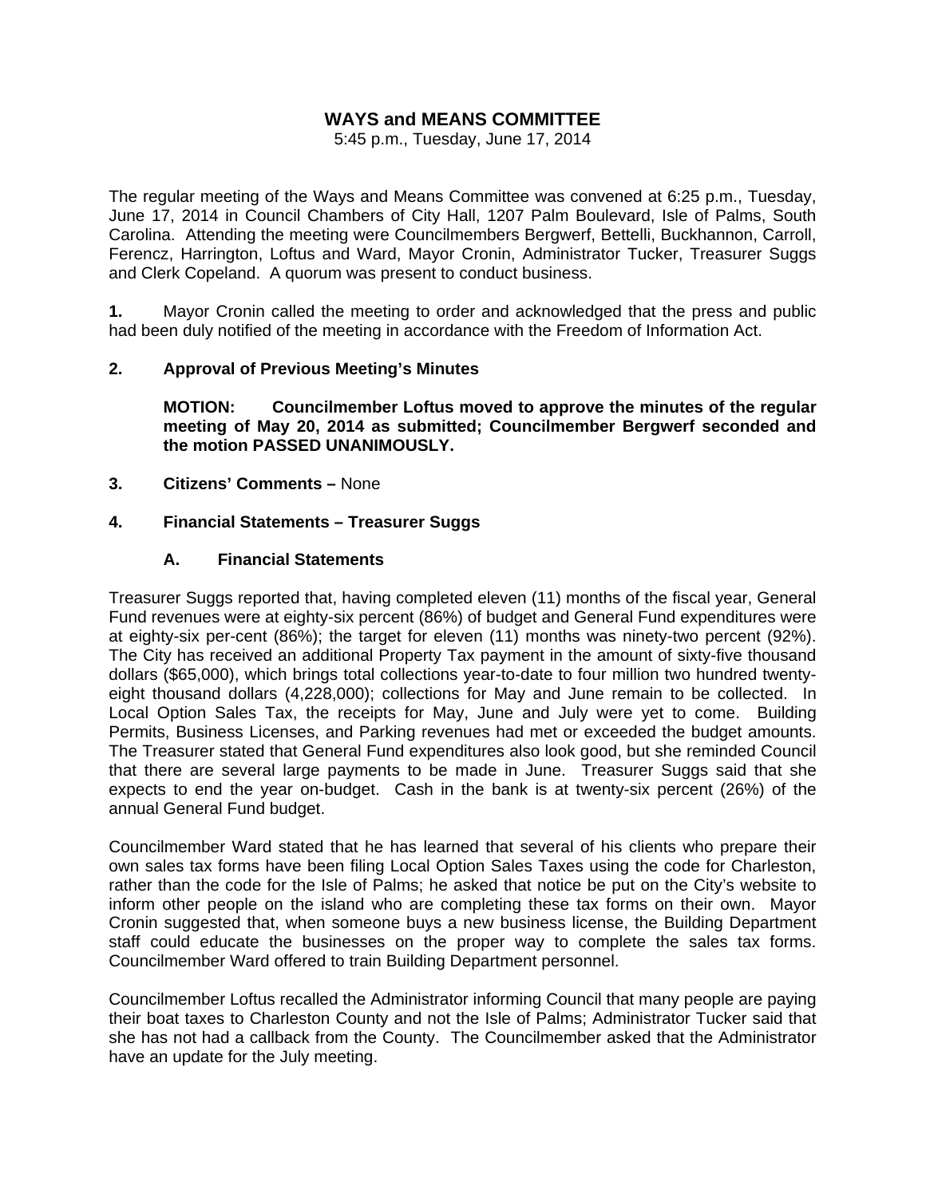# WAYS and MEANS COMMITTEE

5:45 p.m., Tuesday, June 17, 2014

The regular meeting of the Ways and Means Committee was convened at 6:25 p.m., Tuesday, June 17, 2014 in Council Chambers of City Hall, 1207 Palm Boulevard, Isle of Palms, South Carolina. Attending the meeting were Councilmembers Bergwerf, Bettelli, Buckhannon, Carroll, Ferencz, Harrington, Loftus and Ward, Mayor Cronin, Administrator Tucker, Treasurer Suggs and Clerk Copeland. A quorum was present to conduct business.

**1.** Mayor Cronin called the meeting to order and acknowledged that the press and public had been duly notified of the meeting in accordance with the Freedom of Information Act.

**2. Approval of Previous Meeting's Minutes**

**MOTION: Councilmember Loftus moved to approve the minutes of the regular meeting of May 20, 2014 as submitted; Councilmember Bergwerf seconded and the motion PASSED UNANIMOUSLY.**

**3. Citizens' Comments –** None

**4. Financial Statements – Treasurer Suggs**

**A. Financial Statements**

Treasurer Suggs reported that, having completed eleven (11) months of the fiscal year, General Fund revenues were at eighty-six percent (86%) of budget and General Fund expenditures were at eighty-six per-cent (86%); the target for eleven (11) months was ninety-two percent (92%). The City has received an additional Property Tax payment in the amount of sixty-five thousand dollars ($65,000), which brings total collections year-to-date to four million two hundred twenty-eight thousand dollars (4,228,000); collections for May and June remain to be collected. In Local Option Sales Tax, the receipts for May, June and July were yet to come. Building Permits, Business Licenses, and Parking revenues had met or exceeded the budget amounts. The Treasurer stated that General Fund expenditures also look good, but she reminded Council that there are several large payments to be made in June. Treasurer Suggs said that she expects to end the year on-budget. Cash in the bank is at twenty-six percent (26%) of the annual General Fund budget.

Councilmember Ward stated that he has learned that several of his clients who prepare their own sales tax forms have been filing Local Option Sales Taxes using the code for Charleston, rather than the code for the Isle of Palms; he asked that notice be put on the City's website to inform other people on the island who are completing these tax forms on their own. Mayor Cronin suggested that, when someone buys a new business license, the Building Department staff could educate the businesses on the proper way to complete the sales tax forms. Councilmember Ward offered to train Building Department personnel.

Councilmember Loftus recalled the Administrator informing Council that many people are paying their boat taxes to Charleston County and not the Isle of Palms; Administrator Tucker said that she has not had a callback from the County. The Councilmember asked that the Administrator have an update for the July meeting.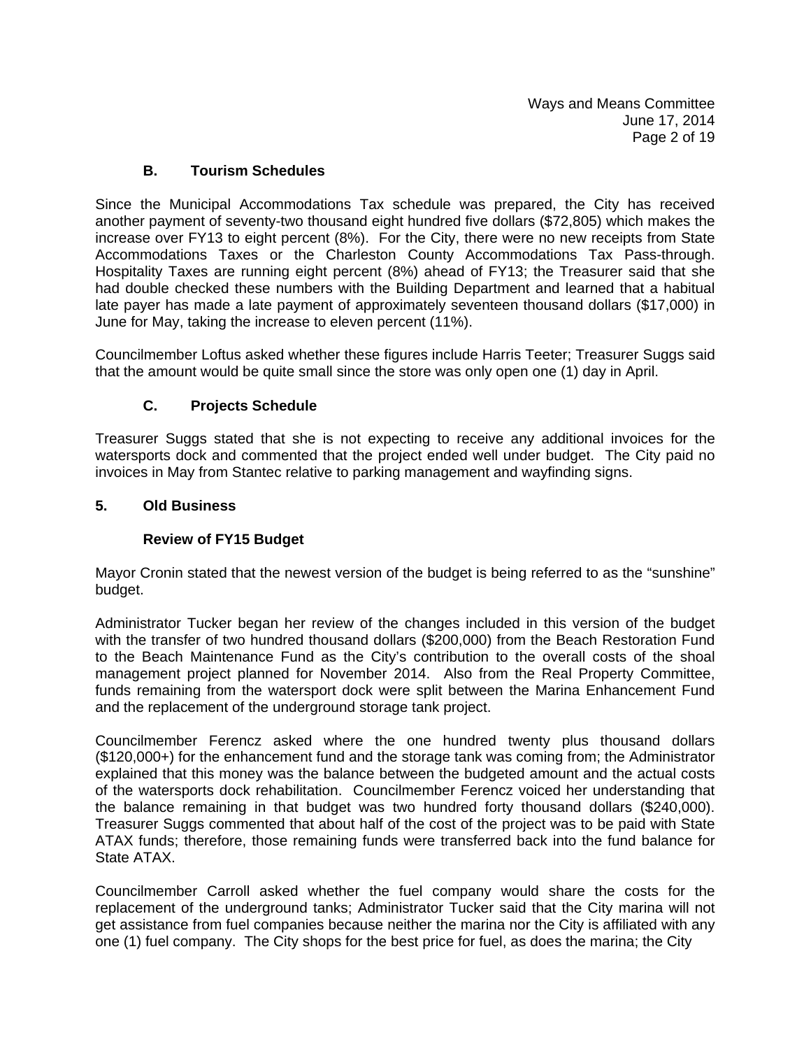### B. Tourism Schedules

Since the Municipal Accommodations Tax schedule was prepared, the City has received another payment of seventy-two thousand eight hundred five dollars ($72,805) which makes the increase over FY13 to eight percent (8%). For the City, there were no new receipts from State Accommodations Taxes or the Charleston County Accommodations Tax Pass-through. Hospitality Taxes are running eight percent (8%) ahead of FY13; the Treasurer said that she had double checked these numbers with the Building Department and learned that a habitual late payer has made a late payment of approximately seventeen thousand dollars ($17,000) in June for May, taking the increase to eleven percent (11%).

Councilmember Loftus asked whether these figures include Harris Teeter; Treasurer Suggs said that the amount would be quite small since the store was only open one (1) day in April.

### C. Projects Schedule

Treasurer Suggs stated that she is not expecting to receive any additional invoices for the watersports dock and commented that the project ended well under budget. The City paid no invoices in May from Stantec relative to parking management and wayfinding signs.

## 5. Old Business

### Review of FY15 Budget

Mayor Cronin stated that the newest version of the budget is being referred to as the "sunshine" budget.

Administrator Tucker began her review of the changes included in this version of the budget with the transfer of two hundred thousand dollars ($200,000) from the Beach Restoration Fund to the Beach Maintenance Fund as the City's contribution to the overall costs of the shoal management project planned for November 2014. Also from the Real Property Committee, funds remaining from the watersport dock were split between the Marina Enhancement Fund and the replacement of the underground storage tank project.

Councilmember Ferencz asked where the one hundred twenty plus thousand dollars ($120,000+) for the enhancement fund and the storage tank was coming from; the Administrator explained that this money was the balance between the budgeted amount and the actual costs of the watersports dock rehabilitation. Councilmember Ferencz voiced her understanding that the balance remaining in that budget was two hundred forty thousand dollars ($240,000). Treasurer Suggs commented that about half of the cost of the project was to be paid with State ATAX funds; therefore, those remaining funds were transferred back into the fund balance for State ATAX.

Councilmember Carroll asked whether the fuel company would share the costs for the replacement of the underground tanks; Administrator Tucker said that the City marina will not get assistance from fuel companies because neither the marina nor the City is affiliated with any one (1) fuel company. The City shops for the best price for fuel, as does the marina; the City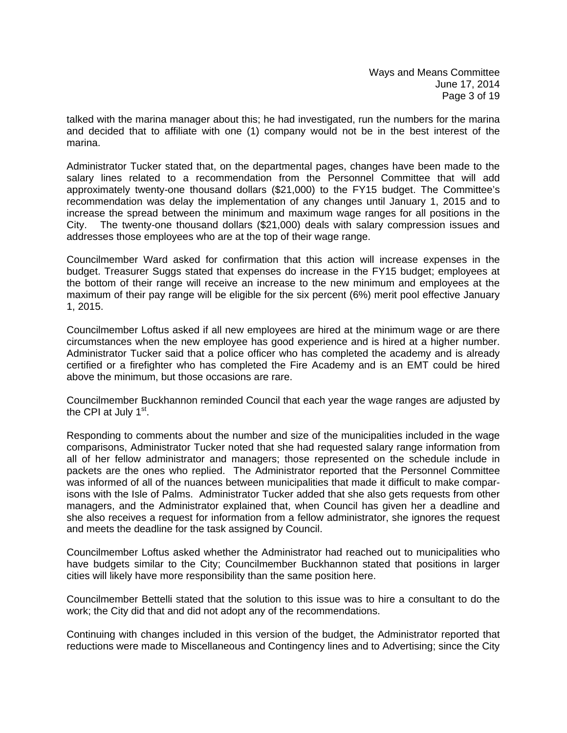talked with the marina manager about this; he had investigated, run the numbers for the marina and decided that to affiliate with one (1) company would not be in the best interest of the marina.

Administrator Tucker stated that, on the departmental pages, changes have been made to the salary lines related to a recommendation from the Personnel Committee that will add approximately twenty-one thousand dollars ($21,000) to the FY15 budget. The Committee's recommendation was delay the implementation of any changes until January 1, 2015 and to increase the spread between the minimum and maximum wage ranges for all positions in the City. The twenty-one thousand dollars ($21,000) deals with salary compression issues and addresses those employees who are at the top of their wage range.

Councilmember Ward asked for confirmation that this action will increase expenses in the budget. Treasurer Suggs stated that expenses do increase in the FY15 budget; employees at the bottom of their range will receive an increase to the new minimum and employees at the maximum of their pay range will be eligible for the six percent (6%) merit pool effective January 1, 2015.

Councilmember Loftus asked if all new employees are hired at the minimum wage or are there circumstances when the new employee has good experience and is hired at a higher number. Administrator Tucker said that a police officer who has completed the academy and is already certified or a firefighter who has completed the Fire Academy and is an EMT could be hired above the minimum, but those occasions are rare.

Councilmember Buckhannon reminded Council that each year the wage ranges are adjusted by the CPI at July 1st.

Responding to comments about the number and size of the municipalities included in the wage comparisons, Administrator Tucker noted that she had requested salary range information from all of her fellow administrator and managers; those represented on the schedule include in packets are the ones who replied. The Administrator reported that the Personnel Committee was informed of all of the nuances between municipalities that made it difficult to make comparisons with the Isle of Palms. Administrator Tucker added that she also gets requests from other managers, and the Administrator explained that, when Council has given her a deadline and she also receives a request for information from a fellow administrator, she ignores the request and meets the deadline for the task assigned by Council.

Councilmember Loftus asked whether the Administrator had reached out to municipalities who have budgets similar to the City; Councilmember Buckhannon stated that positions in larger cities will likely have more responsibility than the same position here.

Councilmember Bettelli stated that the solution to this issue was to hire a consultant to do the work; the City did that and did not adopt any of the recommendations.

Continuing with changes included in this version of the budget, the Administrator reported that reductions were made to Miscellaneous and Contingency lines and to Advertising; since the City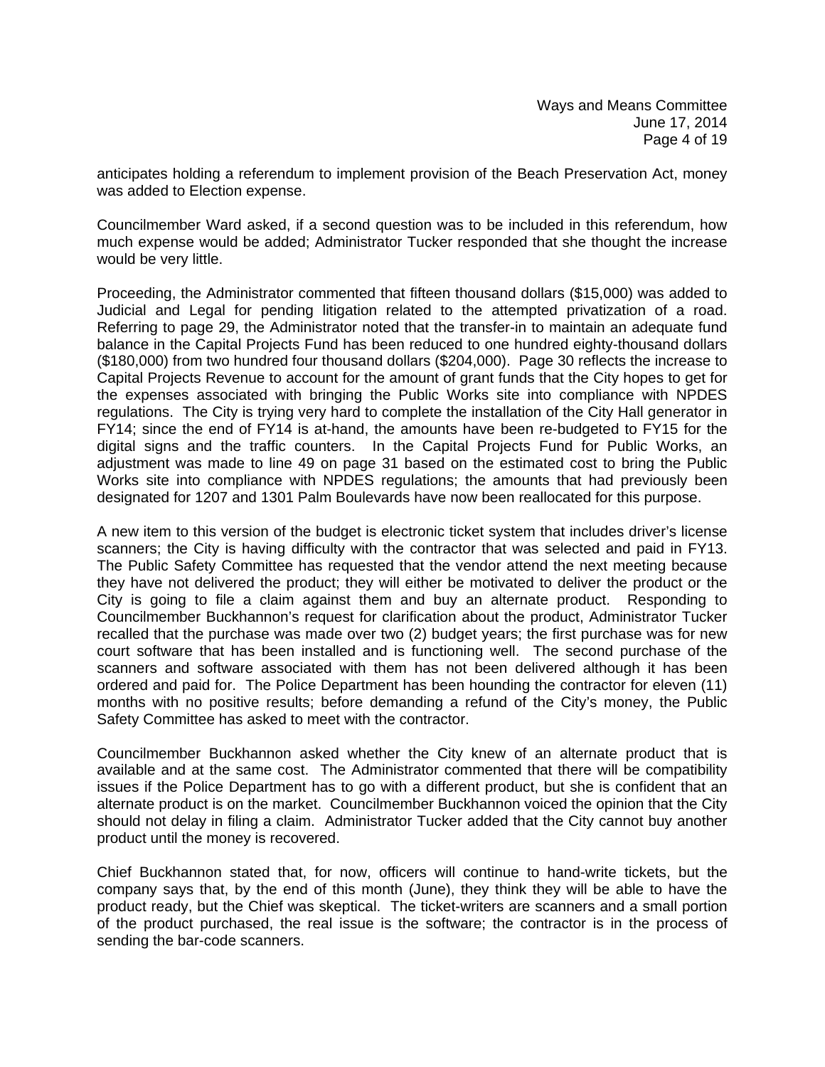anticipates holding a referendum to implement provision of the Beach Preservation Act, money was added to Election expense.

Councilmember Ward asked, if a second question was to be included in this referendum, how much expense would be added; Administrator Tucker responded that she thought the increase would be very little.

Proceeding, the Administrator commented that fifteen thousand dollars ($15,000) was added to Judicial and Legal for pending litigation related to the attempted privatization of a road. Referring to page 29, the Administrator noted that the transfer-in to maintain an adequate fund balance in the Capital Projects Fund has been reduced to one hundred eighty-thousand dollars ($180,000) from two hundred four thousand dollars ($204,000). Page 30 reflects the increase to Capital Projects Revenue to account for the amount of grant funds that the City hopes to get for the expenses associated with bringing the Public Works site into compliance with NPDES regulations. The City is trying very hard to complete the installation of the City Hall generator in FY14; since the end of FY14 is at-hand, the amounts have been re-budgeted to FY15 for the digital signs and the traffic counters. In the Capital Projects Fund for Public Works, an adjustment was made to line 49 on page 31 based on the estimated cost to bring the Public Works site into compliance with NPDES regulations; the amounts that had previously been designated for 1207 and 1301 Palm Boulevards have now been reallocated for this purpose.

A new item to this version of the budget is electronic ticket system that includes driver's license scanners; the City is having difficulty with the contractor that was selected and paid in FY13. The Public Safety Committee has requested that the vendor attend the next meeting because they have not delivered the product; they will either be motivated to deliver the product or the City is going to file a claim against them and buy an alternate product. Responding to Councilmember Buckhannon's request for clarification about the product, Administrator Tucker recalled that the purchase was made over two (2) budget years; the first purchase was for new court software that has been installed and is functioning well. The second purchase of the scanners and software associated with them has not been delivered although it has been ordered and paid for. The Police Department has been hounding the contractor for eleven (11) months with no positive results; before demanding a refund of the City's money, the Public Safety Committee has asked to meet with the contractor.

Councilmember Buckhannon asked whether the City knew of an alternate product that is available and at the same cost. The Administrator commented that there will be compatibility issues if the Police Department has to go with a different product, but she is confident that an alternate product is on the market. Councilmember Buckhannon voiced the opinion that the City should not delay in filing a claim. Administrator Tucker added that the City cannot buy another product until the money is recovered.

Chief Buckhannon stated that, for now, officers will continue to hand-write tickets, but the company says that, by the end of this month (June), they think they will be able to have the product ready, but the Chief was skeptical. The ticket-writers are scanners and a small portion of the product purchased, the real issue is the software; the contractor is in the process of sending the bar-code scanners.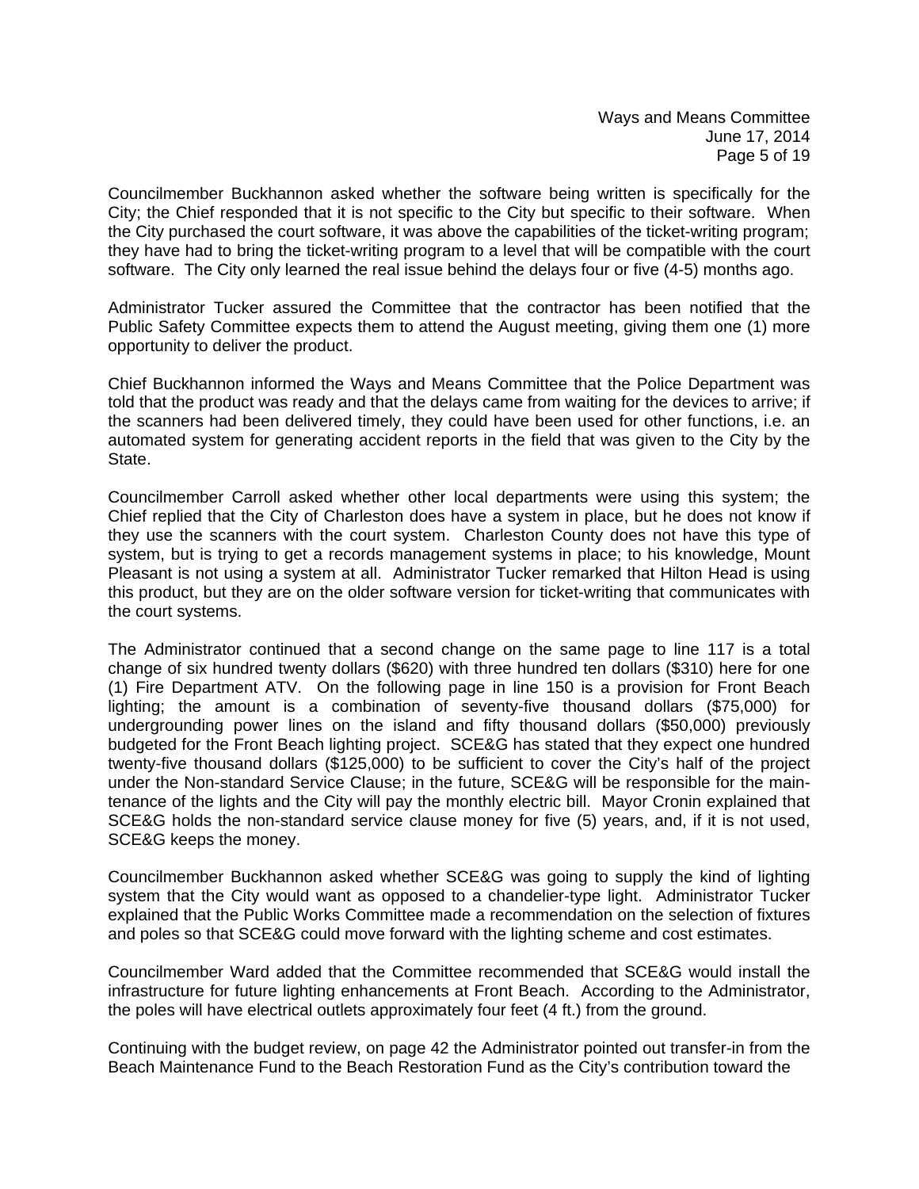Councilmember Buckhannon asked whether the software being written is specifically for the City; the Chief responded that it is not specific to the City but specific to their software. When the City purchased the court software, it was above the capabilities of the ticket-writing program; they have had to bring the ticket-writing program to a level that will be compatible with the court software. The City only learned the real issue behind the delays four or five (4-5) months ago.

Administrator Tucker assured the Committee that the contractor has been notified that the Public Safety Committee expects them to attend the August meeting, giving them one (1) more opportunity to deliver the product.

Chief Buckhannon informed the Ways and Means Committee that the Police Department was told that the product was ready and that the delays came from waiting for the devices to arrive; if the scanners had been delivered timely, they could have been used for other functions, i.e. an automated system for generating accident reports in the field that was given to the City by the State.

Councilmember Carroll asked whether other local departments were using this system; the Chief replied that the City of Charleston does have a system in place, but he does not know if they use the scanners with the court system. Charleston County does not have this type of system, but is trying to get a records management systems in place; to his knowledge, Mount Pleasant is not using a system at all. Administrator Tucker remarked that Hilton Head is using this product, but they are on the older software version for ticket-writing that communicates with the court systems.

The Administrator continued that a second change on the same page to line 117 is a total change of six hundred twenty dollars ($620) with three hundred ten dollars ($310) here for one (1) Fire Department ATV. On the following page in line 150 is a provision for Front Beach lighting; the amount is a combination of seventy-five thousand dollars ($75,000) for undergrounding power lines on the island and fifty thousand dollars ($50,000) previously budgeted for the Front Beach lighting project. SCE&G has stated that they expect one hundred twenty-five thousand dollars ($125,000) to be sufficient to cover the City's half of the project under the Non-standard Service Clause; in the future, SCE&G will be responsible for the maintenance of the lights and the City will pay the monthly electric bill. Mayor Cronin explained that SCE&G holds the non-standard service clause money for five (5) years, and, if it is not used, SCE&G keeps the money.

Councilmember Buckhannon asked whether SCE&G was going to supply the kind of lighting system that the City would want as opposed to a chandelier-type light. Administrator Tucker explained that the Public Works Committee made a recommendation on the selection of fixtures and poles so that SCE&G could move forward with the lighting scheme and cost estimates.

Councilmember Ward added that the Committee recommended that SCE&G would install the infrastructure for future lighting enhancements at Front Beach. According to the Administrator, the poles will have electrical outlets approximately four feet (4 ft.) from the ground.

Continuing with the budget review, on page 42 the Administrator pointed out transfer-in from the Beach Maintenance Fund to the Beach Restoration Fund as the City's contribution toward the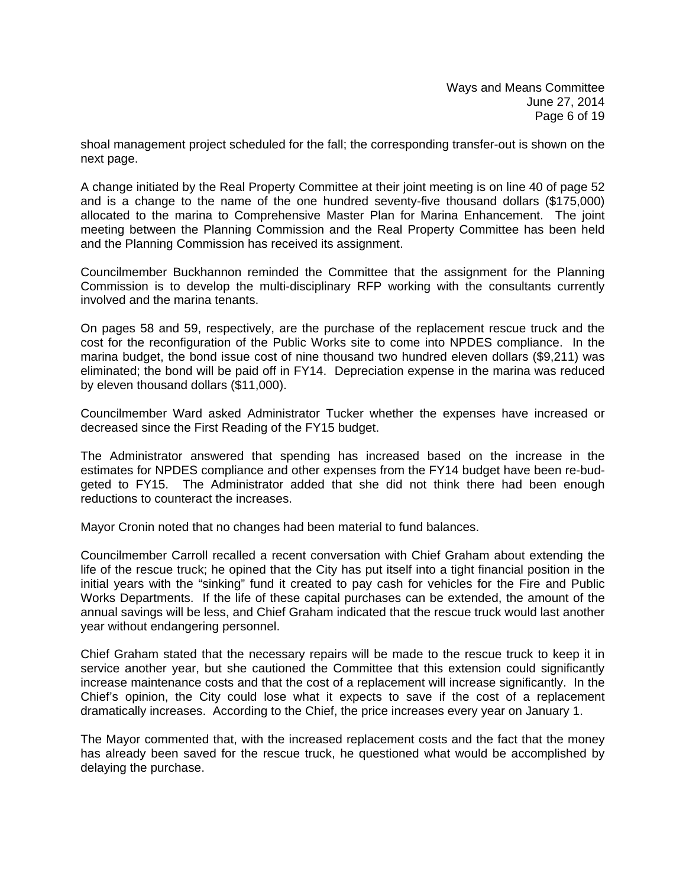shoal management project scheduled for the fall; the corresponding transfer-out is shown on the next page.

A change initiated by the Real Property Committee at their joint meeting is on line 40 of page 52 and is a change to the name of the one hundred seventy-five thousand dollars ($175,000) allocated to the marina to Comprehensive Master Plan for Marina Enhancement. The joint meeting between the Planning Commission and the Real Property Committee has been held and the Planning Commission has received its assignment.

Councilmember Buckhannon reminded the Committee that the assignment for the Planning Commission is to develop the multi-disciplinary RFP working with the consultants currently involved and the marina tenants.

On pages 58 and 59, respectively, are the purchase of the replacement rescue truck and the cost for the reconfiguration of the Public Works site to come into NPDES compliance. In the marina budget, the bond issue cost of nine thousand two hundred eleven dollars ($9,211) was eliminated; the bond will be paid off in FY14. Depreciation expense in the marina was reduced by eleven thousand dollars ($11,000).

Councilmember Ward asked Administrator Tucker whether the expenses have increased or decreased since the First Reading of the FY15 budget.

The Administrator answered that spending has increased based on the increase in the estimates for NPDES compliance and other expenses from the FY14 budget have been re-budgeted to FY15. The Administrator added that she did not think there had been enough reductions to counteract the increases.

Mayor Cronin noted that no changes had been material to fund balances.

Councilmember Carroll recalled a recent conversation with Chief Graham about extending the life of the rescue truck; he opined that the City has put itself into a tight financial position in the initial years with the "sinking" fund it created to pay cash for vehicles for the Fire and Public Works Departments. If the life of these capital purchases can be extended, the amount of the annual savings will be less, and Chief Graham indicated that the rescue truck would last another year without endangering personnel.

Chief Graham stated that the necessary repairs will be made to the rescue truck to keep it in service another year, but she cautioned the Committee that this extension could significantly increase maintenance costs and that the cost of a replacement will increase significantly. In the Chief's opinion, the City could lose what it expects to save if the cost of a replacement dramatically increases. According to the Chief, the price increases every year on January 1.

The Mayor commented that, with the increased replacement costs and the fact that the money has already been saved for the rescue truck, he questioned what would be accomplished by delaying the purchase.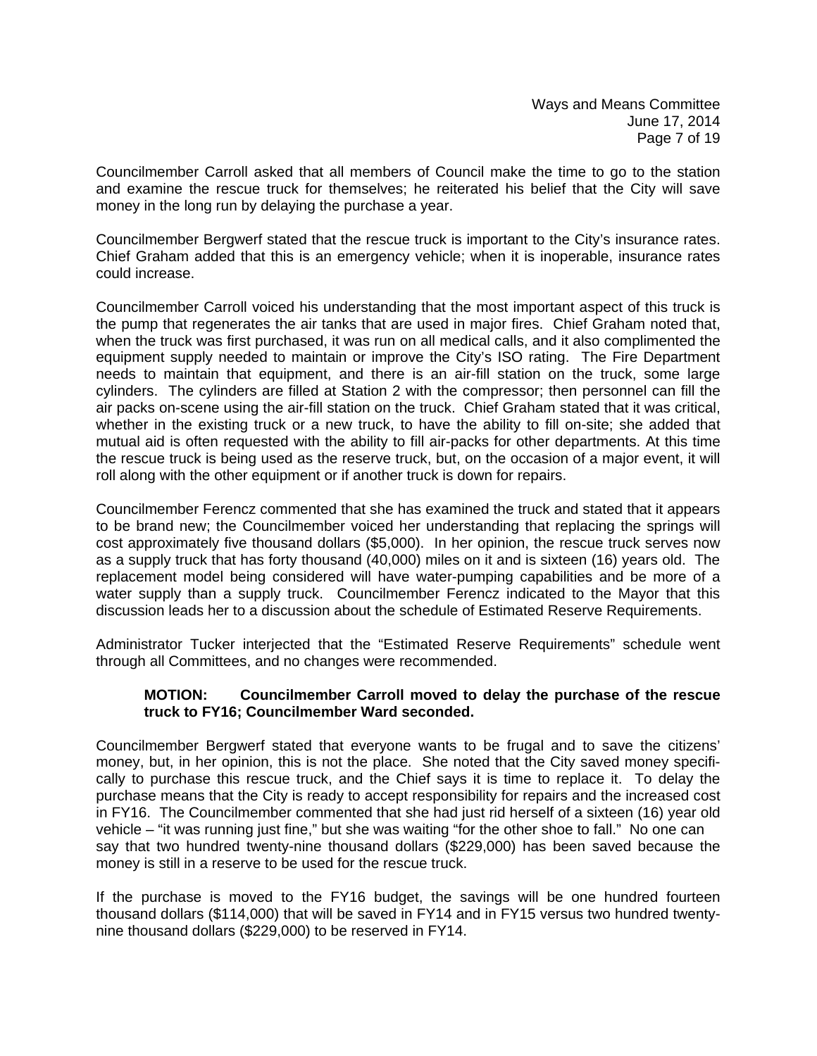Councilmember Carroll asked that all members of Council make the time to go to the station and examine the rescue truck for themselves; he reiterated his belief that the City will save money in the long run by delaying the purchase a year.

Councilmember Bergwerf stated that the rescue truck is important to the City's insurance rates. Chief Graham added that this is an emergency vehicle; when it is inoperable, insurance rates could increase.

Councilmember Carroll voiced his understanding that the most important aspect of this truck is the pump that regenerates the air tanks that are used in major fires. Chief Graham noted that, when the truck was first purchased, it was run on all medical calls, and it also complimented the equipment supply needed to maintain or improve the City's ISO rating. The Fire Department needs to maintain that equipment, and there is an air-fill station on the truck, some large cylinders. The cylinders are filled at Station 2 with the compressor; then personnel can fill the air packs on-scene using the air-fill station on the truck. Chief Graham stated that it was critical, whether in the existing truck or a new truck, to have the ability to fill on-site; she added that mutual aid is often requested with the ability to fill air-packs for other departments. At this time the rescue truck is being used as the reserve truck, but, on the occasion of a major event, it will roll along with the other equipment or if another truck is down for repairs.

Councilmember Ferencz commented that she has examined the truck and stated that it appears to be brand new; the Councilmember voiced her understanding that replacing the springs will cost approximately five thousand dollars ($5,000). In her opinion, the rescue truck serves now as a supply truck that has forty thousand (40,000) miles on it and is sixteen (16) years old. The replacement model being considered will have water-pumping capabilities and be more of a water supply than a supply truck. Councilmember Ferencz indicated to the Mayor that this discussion leads her to a discussion about the schedule of Estimated Reserve Requirements.

Administrator Tucker interjected that the "Estimated Reserve Requirements" schedule went through all Committees, and no changes were recommended.

> **MOTION: Councilmember Carroll moved to delay the purchase of the rescue truck to FY16; Councilmember Ward seconded.**

Councilmember Bergwerf stated that everyone wants to be frugal and to save the citizens' money, but, in her opinion, this is not the place. She noted that the City saved money specifically to purchase this rescue truck, and the Chief says it is time to replace it. To delay the purchase means that the City is ready to accept responsibility for repairs and the increased cost in FY16. The Councilmember commented that she had just rid herself of a sixteen (16) year old vehicle – "it was running just fine," but she was waiting "for the other shoe to fall." No one can say that two hundred twenty-nine thousand dollars ($229,000) has been saved because the money is still in a reserve to be used for the rescue truck.

If the purchase is moved to the FY16 budget, the savings will be one hundred fourteen thousand dollars ($114,000) that will be saved in FY14 and in FY15 versus two hundred twenty-nine thousand dollars ($229,000) to be reserved in FY14.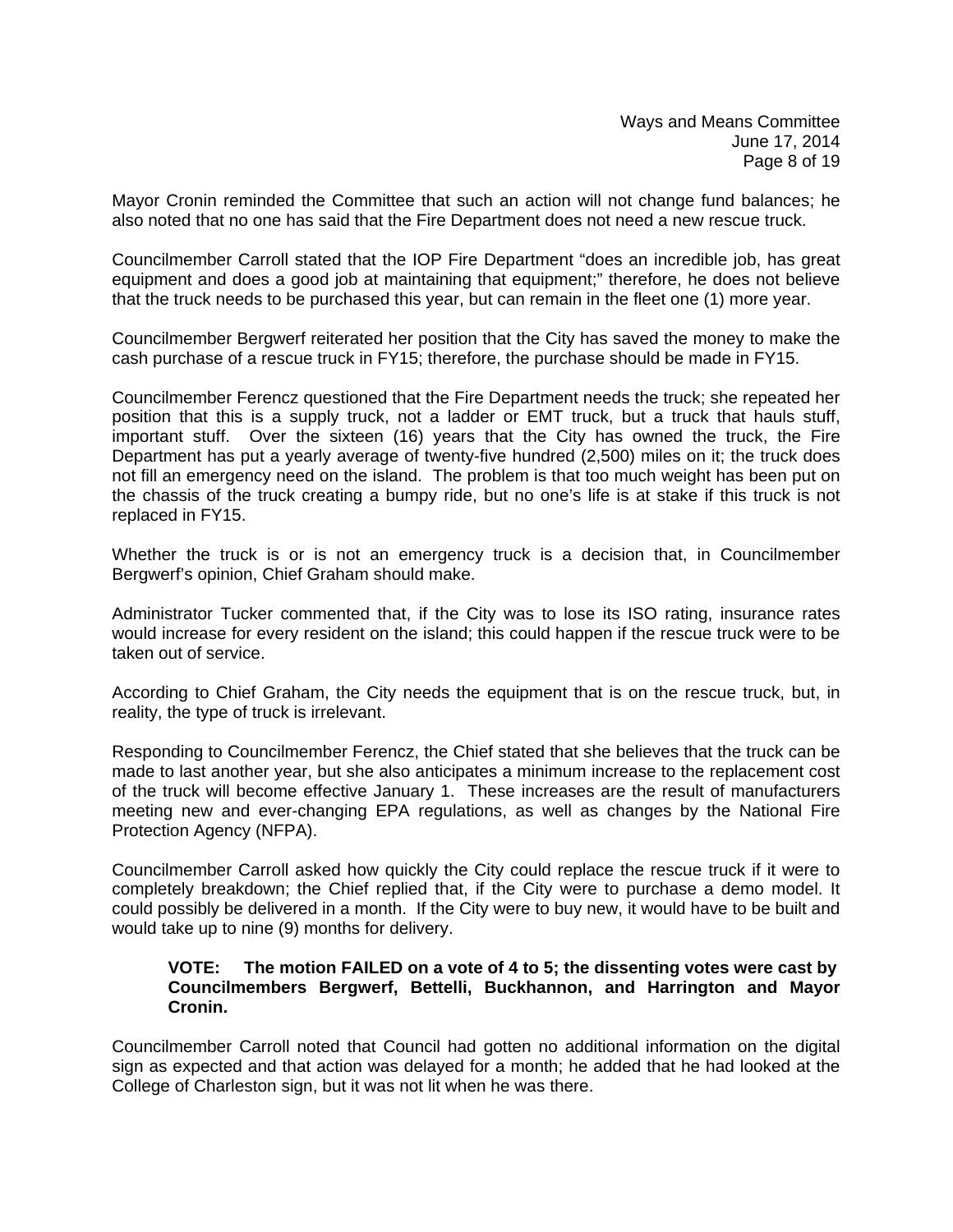Mayor Cronin reminded the Committee that such an action will not change fund balances; he also noted that no one has said that the Fire Department does not need a new rescue truck.

Councilmember Carroll stated that the IOP Fire Department "does an incredible job, has great equipment and does a good job at maintaining that equipment;" therefore, he does not believe that the truck needs to be purchased this year, but can remain in the fleet one (1) more year.

Councilmember Bergwerf reiterated her position that the City has saved the money to make the cash purchase of a rescue truck in FY15; therefore, the purchase should be made in FY15.

Councilmember Ferencz questioned that the Fire Department needs the truck; she repeated her position that this is a supply truck, not a ladder or EMT truck, but a truck that hauls stuff, important stuff. Over the sixteen (16) years that the City has owned the truck, the Fire Department has put a yearly average of twenty-five hundred (2,500) miles on it; the truck does not fill an emergency need on the island. The problem is that too much weight has been put on the chassis of the truck creating a bumpy ride, but no one's life is at stake if this truck is not replaced in FY15.

Whether the truck is or is not an emergency truck is a decision that, in Councilmember Bergwerf's opinion, Chief Graham should make.

Administrator Tucker commented that, if the City was to lose its ISO rating, insurance rates would increase for every resident on the island; this could happen if the rescue truck were to be taken out of service.

According to Chief Graham, the City needs the equipment that is on the rescue truck, but, in reality, the type of truck is irrelevant.

Responding to Councilmember Ferencz, the Chief stated that she believes that the truck can be made to last another year, but she also anticipates a minimum increase to the replacement cost of the truck will become effective January 1. These increases are the result of manufacturers meeting new and ever-changing EPA regulations, as well as changes by the National Fire Protection Agency (NFPA).

Councilmember Carroll asked how quickly the City could replace the rescue truck if it were to completely breakdown; the Chief replied that, if the City were to purchase a demo model. It could possibly be delivered in a month. If the City were to buy new, it would have to be built and would take up to nine (9) months for delivery.

> **VOTE: The motion FAILED on a vote of 4 to 5; the dissenting votes were cast by Councilmembers Bergwerf, Bettelli, Buckhannon, and Harrington and Mayor Cronin.**

Councilmember Carroll noted that Council had gotten no additional information on the digital sign as expected and that action was delayed for a month; he added that he had looked at the College of Charleston sign, but it was not lit when he was there.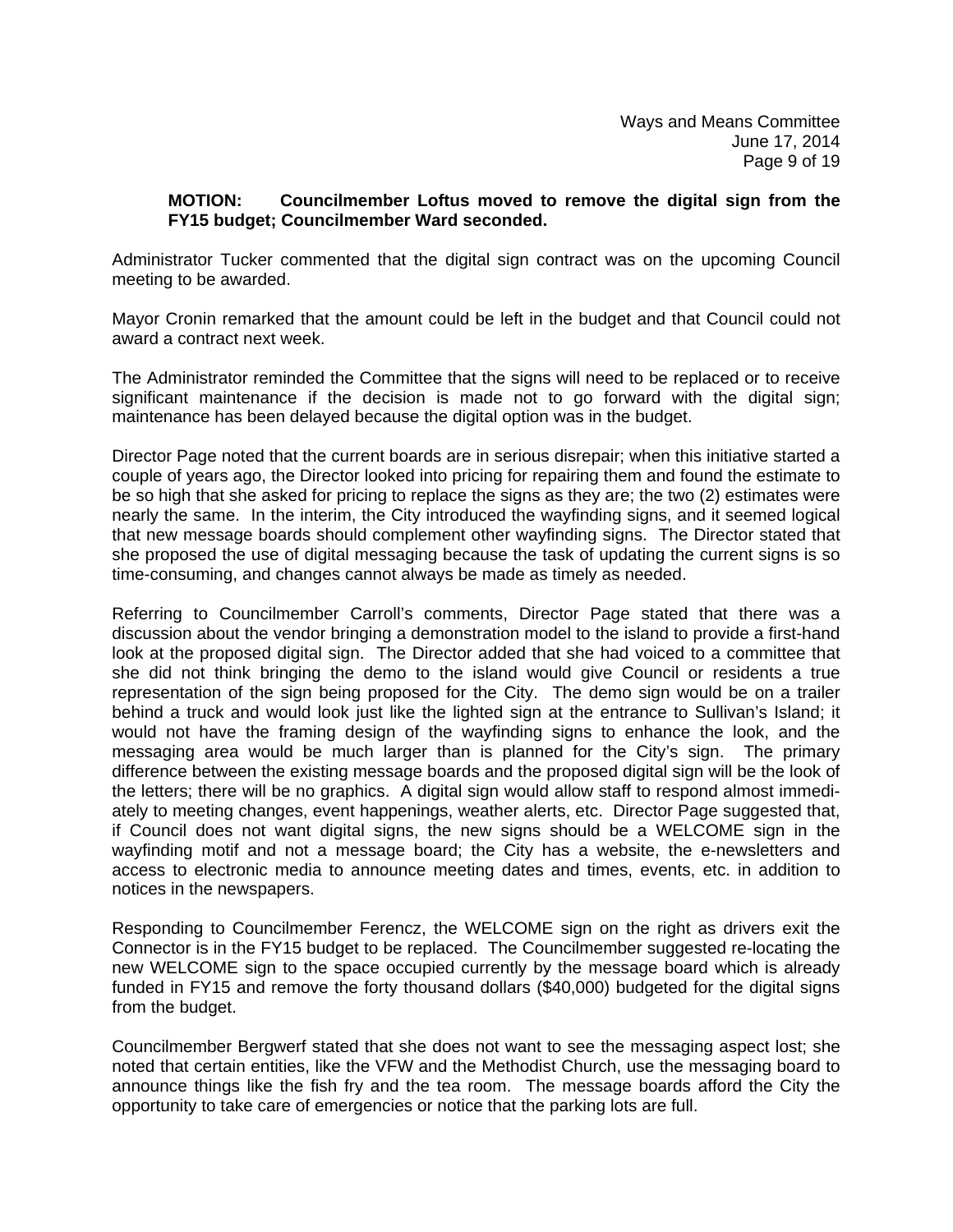**MOTION: Councilmember Loftus moved to remove the digital sign from the FY15 budget; Councilmember Ward seconded.**

Administrator Tucker commented that the digital sign contract was on the upcoming Council meeting to be awarded.

Mayor Cronin remarked that the amount could be left in the budget and that Council could not award a contract next week.

The Administrator reminded the Committee that the signs will need to be replaced or to receive significant maintenance if the decision is made not to go forward with the digital sign; maintenance has been delayed because the digital option was in the budget.

Director Page noted that the current boards are in serious disrepair; when this initiative started a couple of years ago, the Director looked into pricing for repairing them and found the estimate to be so high that she asked for pricing to replace the signs as they are; the two (2) estimates were nearly the same. In the interim, the City introduced the wayfinding signs, and it seemed logical that new message boards should complement other wayfinding signs. The Director stated that she proposed the use of digital messaging because the task of updating the current signs is so time-consuming, and changes cannot always be made as timely as needed.

Referring to Councilmember Carroll's comments, Director Page stated that there was a discussion about the vendor bringing a demonstration model to the island to provide a first-hand look at the proposed digital sign. The Director added that she had voiced to a committee that she did not think bringing the demo to the island would give Council or residents a true representation of the sign being proposed for the City. The demo sign would be on a trailer behind a truck and would look just like the lighted sign at the entrance to Sullivan's Island; it would not have the framing design of the wayfinding signs to enhance the look, and the messaging area would be much larger than is planned for the City's sign. The primary difference between the existing message boards and the proposed digital sign will be the look of the letters; there will be no graphics. A digital sign would allow staff to respond almost immediately to meeting changes, event happenings, weather alerts, etc. Director Page suggested that, if Council does not want digital signs, the new signs should be a WELCOME sign in the wayfinding motif and not a message board; the City has a website, the e-newsletters and access to electronic media to announce meeting dates and times, events, etc. in addition to notices in the newspapers.

Responding to Councilmember Ferencz, the WELCOME sign on the right as drivers exit the Connector is in the FY15 budget to be replaced. The Councilmember suggested re-locating the new WELCOME sign to the space occupied currently by the message board which is already funded in FY15 and remove the forty thousand dollars ($40,000) budgeted for the digital signs from the budget.

Councilmember Bergwerf stated that she does not want to see the messaging aspect lost; she noted that certain entities, like the VFW and the Methodist Church, use the messaging board to announce things like the fish fry and the tea room. The message boards afford the City the opportunity to take care of emergencies or notice that the parking lots are full.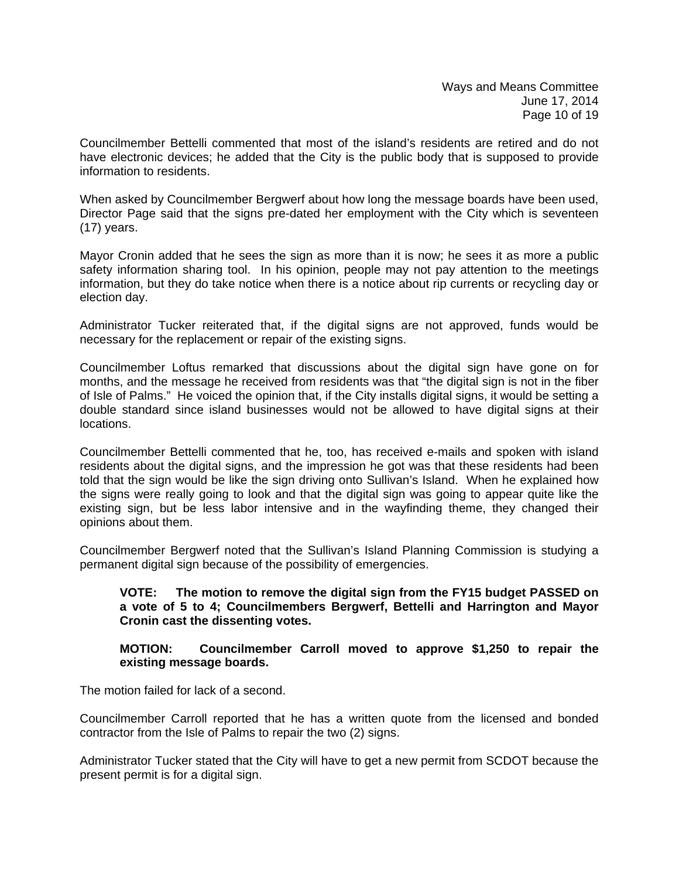Councilmember Bettelli commented that most of the island's residents are retired and do not have electronic devices; he added that the City is the public body that is supposed to provide information to residents.

When asked by Councilmember Bergwerf about how long the message boards have been used, Director Page said that the signs pre-dated her employment with the City which is seventeen (17) years.

Mayor Cronin added that he sees the sign as more than it is now; he sees it as more a public safety information sharing tool. In his opinion, people may not pay attention to the meetings information, but they do take notice when there is a notice about rip currents or recycling day or election day.

Administrator Tucker reiterated that, if the digital signs are not approved, funds would be necessary for the replacement or repair of the existing signs.

Councilmember Loftus remarked that discussions about the digital sign have gone on for months, and the message he received from residents was that "the digital sign is not in the fiber of Isle of Palms." He voiced the opinion that, if the City installs digital signs, it would be setting a double standard since island businesses would not be allowed to have digital signs at their locations.

Councilmember Bettelli commented that he, too, has received e-mails and spoken with island residents about the digital signs, and the impression he got was that these residents had been told that the sign would be like the sign driving onto Sullivan's Island. When he explained how the signs were really going to look and that the digital sign was going to appear quite like the existing sign, but be less labor intensive and in the wayfinding theme, they changed their opinions about them.

Councilmember Bergwerf noted that the Sullivan's Island Planning Commission is studying a permanent digital sign because of the possibility of emergencies.

> **VOTE: The motion to remove the digital sign from the FY15 budget PASSED on a vote of 5 to 4; Councilmembers Bergwerf, Bettelli and Harrington and Mayor Cronin cast the dissenting votes.**
>
> **MOTION: Councilmember Carroll moved to approve $1,250 to repair the existing message boards.**

The motion failed for lack of a second.

Councilmember Carroll reported that he has a written quote from the licensed and bonded contractor from the Isle of Palms to repair the two (2) signs.

Administrator Tucker stated that the City will have to get a new permit from SCDOT because the present permit is for a digital sign.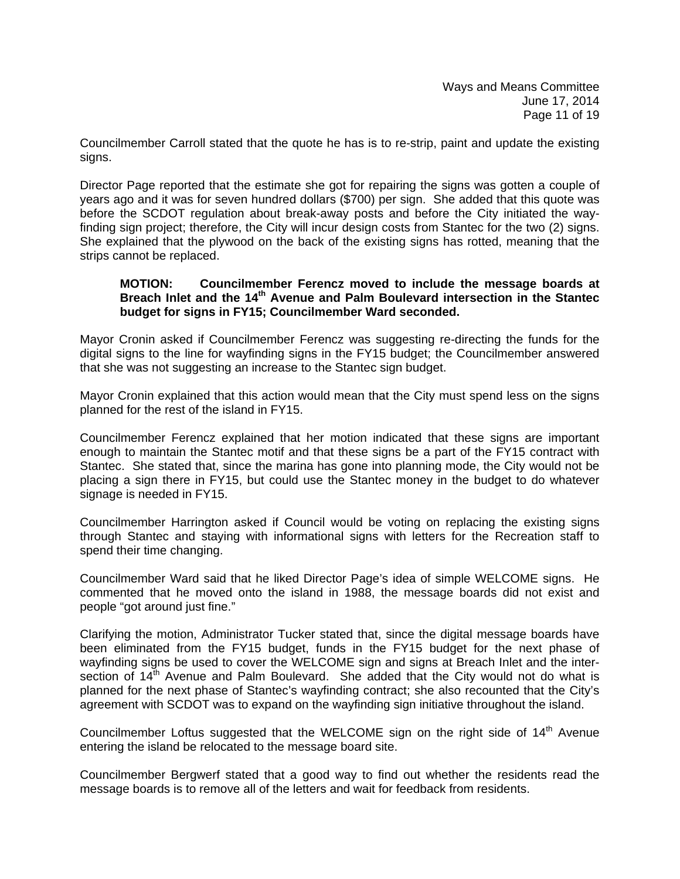Councilmember Carroll stated that the quote he has is to re-strip, paint and update the existing signs.

Director Page reported that the estimate she got for repairing the signs was gotten a couple of years ago and it was for seven hundred dollars ($700) per sign. She added that this quote was before the SCDOT regulation about break-away posts and before the City initiated the way-finding sign project; therefore, the City will incur design costs from Stantec for the two (2) signs. She explained that the plywood on the back of the existing signs has rotted, meaning that the strips cannot be replaced.

> **MOTION: Councilmember Ferencz moved to include the message boards at Breach Inlet and the 14th Avenue and Palm Boulevard intersection in the Stantec budget for signs in FY15; Councilmember Ward seconded.**

Mayor Cronin asked if Councilmember Ferencz was suggesting re-directing the funds for the digital signs to the line for wayfinding signs in the FY15 budget; the Councilmember answered that she was not suggesting an increase to the Stantec sign budget.

Mayor Cronin explained that this action would mean that the City must spend less on the signs planned for the rest of the island in FY15.

Councilmember Ferencz explained that her motion indicated that these signs are important enough to maintain the Stantec motif and that these signs be a part of the FY15 contract with Stantec. She stated that, since the marina has gone into planning mode, the City would not be placing a sign there in FY15, but could use the Stantec money in the budget to do whatever signage is needed in FY15.

Councilmember Harrington asked if Council would be voting on replacing the existing signs through Stantec and staying with informational signs with letters for the Recreation staff to spend their time changing.

Councilmember Ward said that he liked Director Page's idea of simple WELCOME signs. He commented that he moved onto the island in 1988, the message boards did not exist and people "got around just fine."

Clarifying the motion, Administrator Tucker stated that, since the digital message boards have been eliminated from the FY15 budget, funds in the FY15 budget for the next phase of wayfinding signs be used to cover the WELCOME sign and signs at Breach Inlet and the intersection of 14th Avenue and Palm Boulevard. She added that the City would not do what is planned for the next phase of Stantec's wayfinding contract; she also recounted that the City's agreement with SCDOT was to expand on the wayfinding sign initiative throughout the island.

Councilmember Loftus suggested that the WELCOME sign on the right side of 14th Avenue entering the island be relocated to the message board site.

Councilmember Bergwerf stated that a good way to find out whether the residents read the message boards is to remove all of the letters and wait for feedback from residents.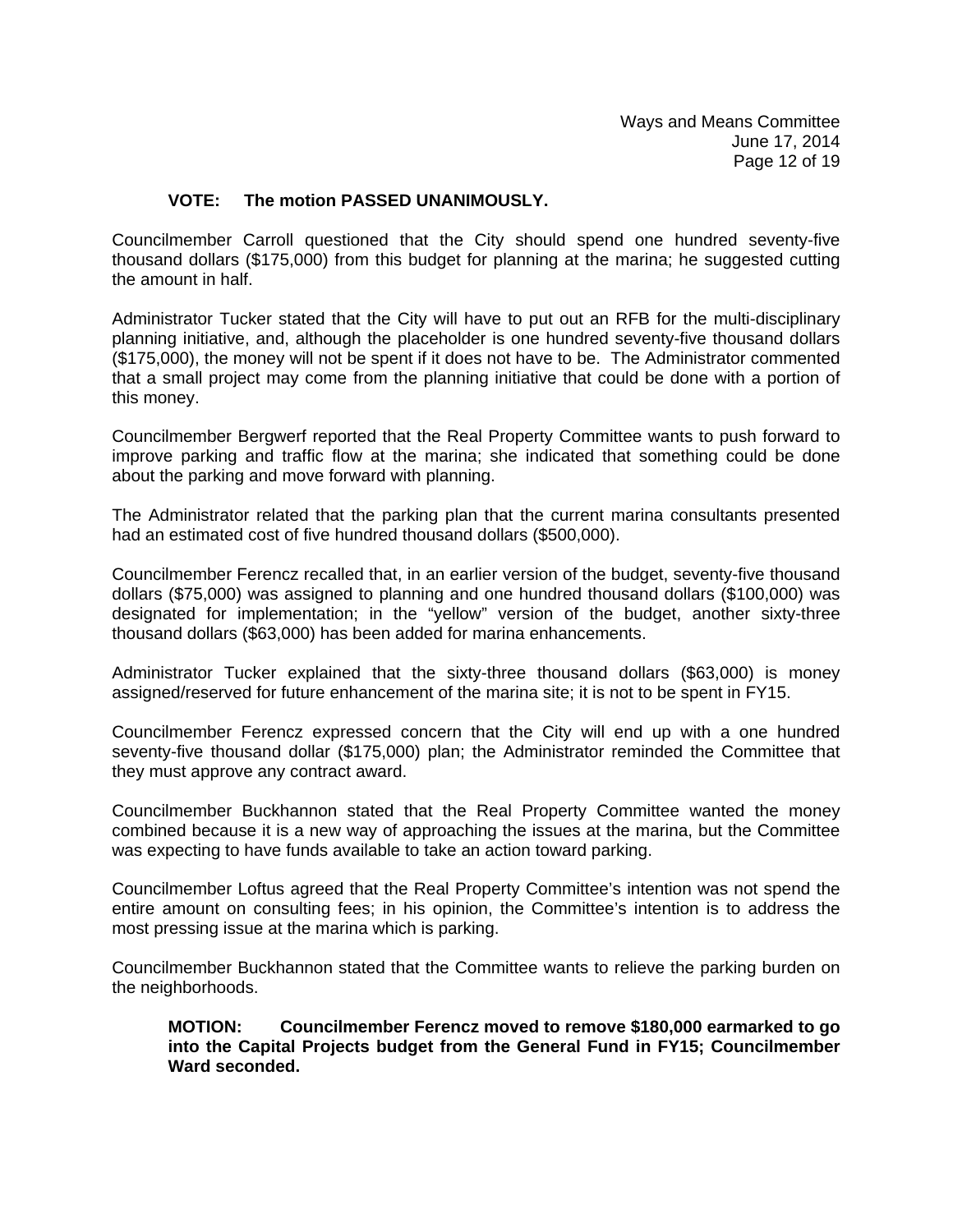**VOTE: The motion PASSED UNANIMOUSLY.**

Councilmember Carroll questioned that the City should spend one hundred seventy-five thousand dollars ($175,000) from this budget for planning at the marina; he suggested cutting the amount in half.

Administrator Tucker stated that the City will have to put out an RFB for the multi-disciplinary planning initiative, and, although the placeholder is one hundred seventy-five thousand dollars ($175,000), the money will not be spent if it does not have to be. The Administrator commented that a small project may come from the planning initiative that could be done with a portion of this money.

Councilmember Bergwerf reported that the Real Property Committee wants to push forward to improve parking and traffic flow at the marina; she indicated that something could be done about the parking and move forward with planning.

The Administrator related that the parking plan that the current marina consultants presented had an estimated cost of five hundred thousand dollars ($500,000).

Councilmember Ferencz recalled that, in an earlier version of the budget, seventy-five thousand dollars ($75,000) was assigned to planning and one hundred thousand dollars ($100,000) was designated for implementation; in the "yellow" version of the budget, another sixty-three thousand dollars ($63,000) has been added for marina enhancements.

Administrator Tucker explained that the sixty-three thousand dollars ($63,000) is money assigned/reserved for future enhancement of the marina site; it is not to be spent in FY15.

Councilmember Ferencz expressed concern that the City will end up with a one hundred seventy-five thousand dollar ($175,000) plan; the Administrator reminded the Committee that they must approve any contract award.

Councilmember Buckhannon stated that the Real Property Committee wanted the money combined because it is a new way of approaching the issues at the marina, but the Committee was expecting to have funds available to take an action toward parking.

Councilmember Loftus agreed that the Real Property Committee's intention was not spend the entire amount on consulting fees; in his opinion, the Committee's intention is to address the most pressing issue at the marina which is parking.

Councilmember Buckhannon stated that the Committee wants to relieve the parking burden on the neighborhoods.

**MOTION: Councilmember Ferencz moved to remove $180,000 earmarked to go into the Capital Projects budget from the General Fund in FY15; Councilmember Ward seconded.**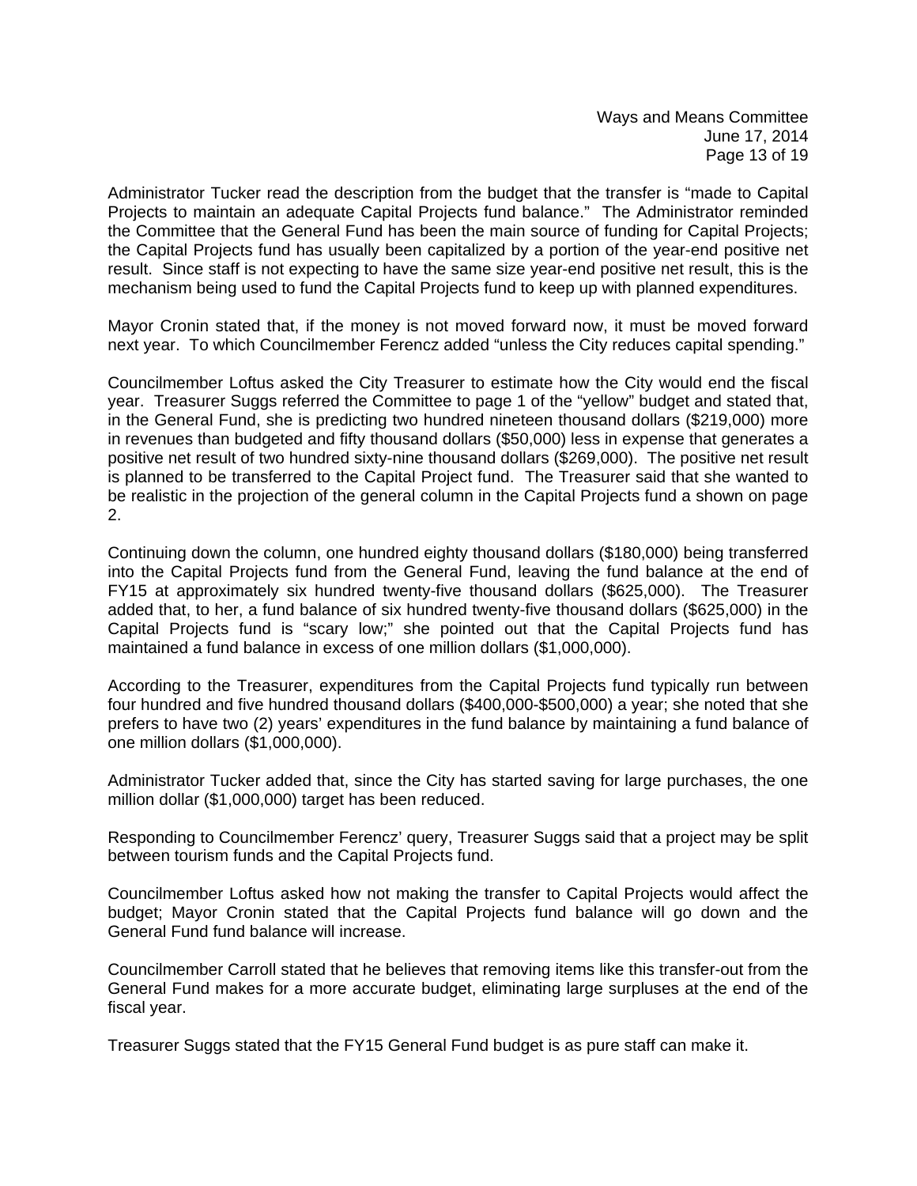Administrator Tucker read the description from the budget that the transfer is “made to Capital Projects to maintain an adequate Capital Projects fund balance.” The Administrator reminded the Committee that the General Fund has been the main source of funding for Capital Projects; the Capital Projects fund has usually been capitalized by a portion of the year-end positive net result. Since staff is not expecting to have the same size year-end positive net result, this is the mechanism being used to fund the Capital Projects fund to keep up with planned expenditures.

Mayor Cronin stated that, if the money is not moved forward now, it must be moved forward next year. To which Councilmember Ferencz added “unless the City reduces capital spending.”

Councilmember Loftus asked the City Treasurer to estimate how the City would end the fiscal year. Treasurer Suggs referred the Committee to page 1 of the “yellow” budget and stated that, in the General Fund, she is predicting two hundred nineteen thousand dollars ($219,000) more in revenues than budgeted and fifty thousand dollars ($50,000) less in expense that generates a positive net result of two hundred sixty-nine thousand dollars ($269,000). The positive net result is planned to be transferred to the Capital Project fund. The Treasurer said that she wanted to be realistic in the projection of the general column in the Capital Projects fund a shown on page 2.

Continuing down the column, one hundred eighty thousand dollars ($180,000) being transferred into the Capital Projects fund from the General Fund, leaving the fund balance at the end of FY15 at approximately six hundred twenty-five thousand dollars ($625,000). The Treasurer added that, to her, a fund balance of six hundred twenty-five thousand dollars ($625,000) in the Capital Projects fund is “scary low;” she pointed out that the Capital Projects fund has maintained a fund balance in excess of one million dollars ($1,000,000).

According to the Treasurer, expenditures from the Capital Projects fund typically run between four hundred and five hundred thousand dollars ($400,000-$500,000) a year; she noted that she prefers to have two (2) years’ expenditures in the fund balance by maintaining a fund balance of one million dollars ($1,000,000).

Administrator Tucker added that, since the City has started saving for large purchases, the one million dollar ($1,000,000) target has been reduced.

Responding to Councilmember Ferencz’ query, Treasurer Suggs said that a project may be split between tourism funds and the Capital Projects fund.

Councilmember Loftus asked how not making the transfer to Capital Projects would affect the budget; Mayor Cronin stated that the Capital Projects fund balance will go down and the General Fund fund balance will increase.

Councilmember Carroll stated that he believes that removing items like this transfer-out from the General Fund makes for a more accurate budget, eliminating large surpluses at the end of the fiscal year.

Treasurer Suggs stated that the FY15 General Fund budget is as pure staff can make it.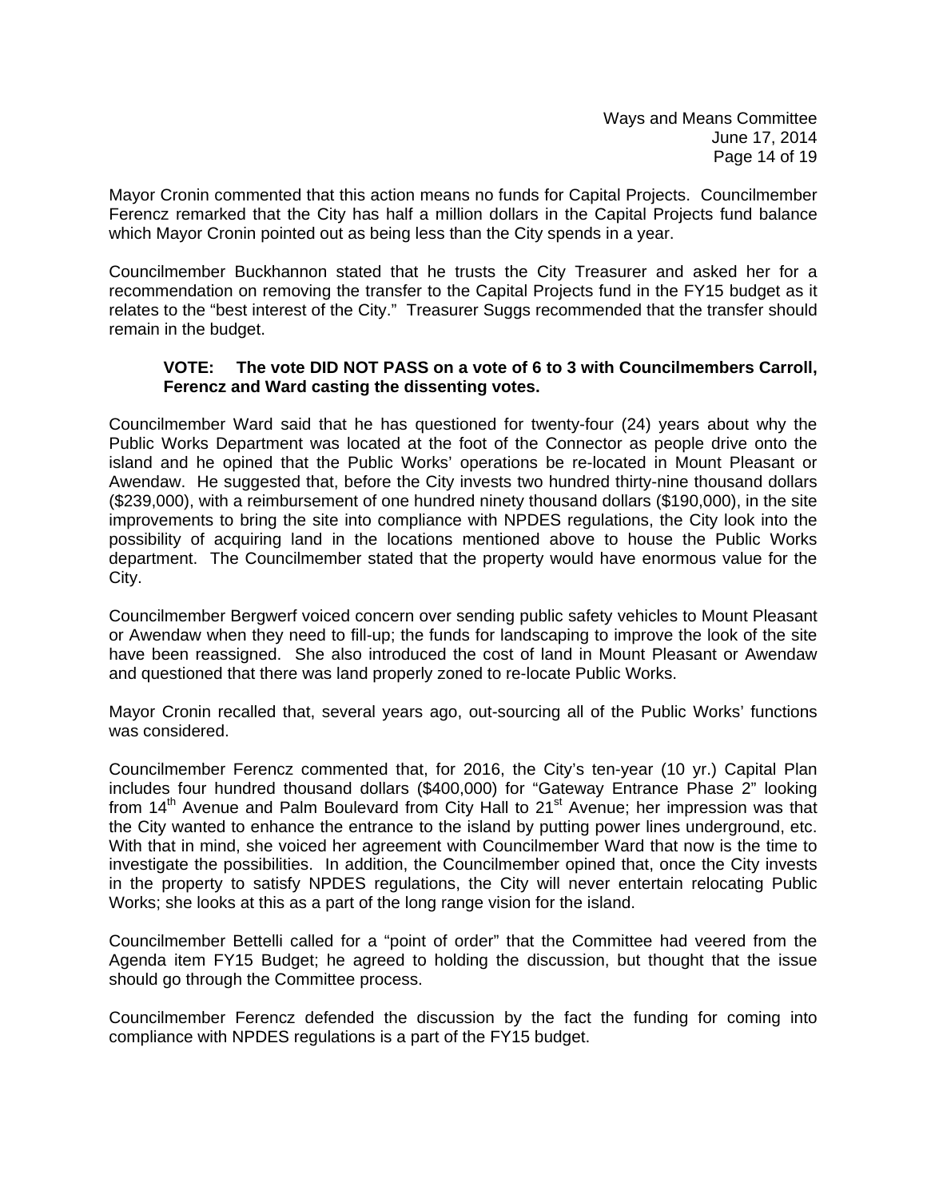Mayor Cronin commented that this action means no funds for Capital Projects. Councilmember Ferencz remarked that the City has half a million dollars in the Capital Projects fund balance which Mayor Cronin pointed out as being less than the City spends in a year.

Councilmember Buckhannon stated that he trusts the City Treasurer and asked her for a recommendation on removing the transfer to the Capital Projects fund in the FY15 budget as it relates to the "best interest of the City." Treasurer Suggs recommended that the transfer should remain in the budget.

> **VOTE: The vote DID NOT PASS on a vote of 6 to 3 with Councilmembers Carroll, Ferencz and Ward casting the dissenting votes.**

Councilmember Ward said that he has questioned for twenty-four (24) years about why the Public Works Department was located at the foot of the Connector as people drive onto the island and he opined that the Public Works' operations be re-located in Mount Pleasant or Awendaw. He suggested that, before the City invests two hundred thirty-nine thousand dollars ($239,000), with a reimbursement of one hundred ninety thousand dollars ($190,000), in the site improvements to bring the site into compliance with NPDES regulations, the City look into the possibility of acquiring land in the locations mentioned above to house the Public Works department. The Councilmember stated that the property would have enormous value for the City.

Councilmember Bergwerf voiced concern over sending public safety vehicles to Mount Pleasant or Awendaw when they need to fill-up; the funds for landscaping to improve the look of the site have been reassigned. She also introduced the cost of land in Mount Pleasant or Awendaw and questioned that there was land properly zoned to re-locate Public Works.

Mayor Cronin recalled that, several years ago, out-sourcing all of the Public Works' functions was considered.

Councilmember Ferencz commented that, for 2016, the City's ten-year (10 yr.) Capital Plan includes four hundred thousand dollars ($400,000) for "Gateway Entrance Phase 2" looking from 14th Avenue and Palm Boulevard from City Hall to 21st Avenue; her impression was that the City wanted to enhance the entrance to the island by putting power lines underground, etc. With that in mind, she voiced her agreement with Councilmember Ward that now is the time to investigate the possibilities. In addition, the Councilmember opined that, once the City invests in the property to satisfy NPDES regulations, the City will never entertain relocating Public Works; she looks at this as a part of the long range vision for the island.

Councilmember Bettelli called for a "point of order" that the Committee had veered from the Agenda item FY15 Budget; he agreed to holding the discussion, but thought that the issue should go through the Committee process.

Councilmember Ferencz defended the discussion by the fact the funding for coming into compliance with NPDES regulations is a part of the FY15 budget.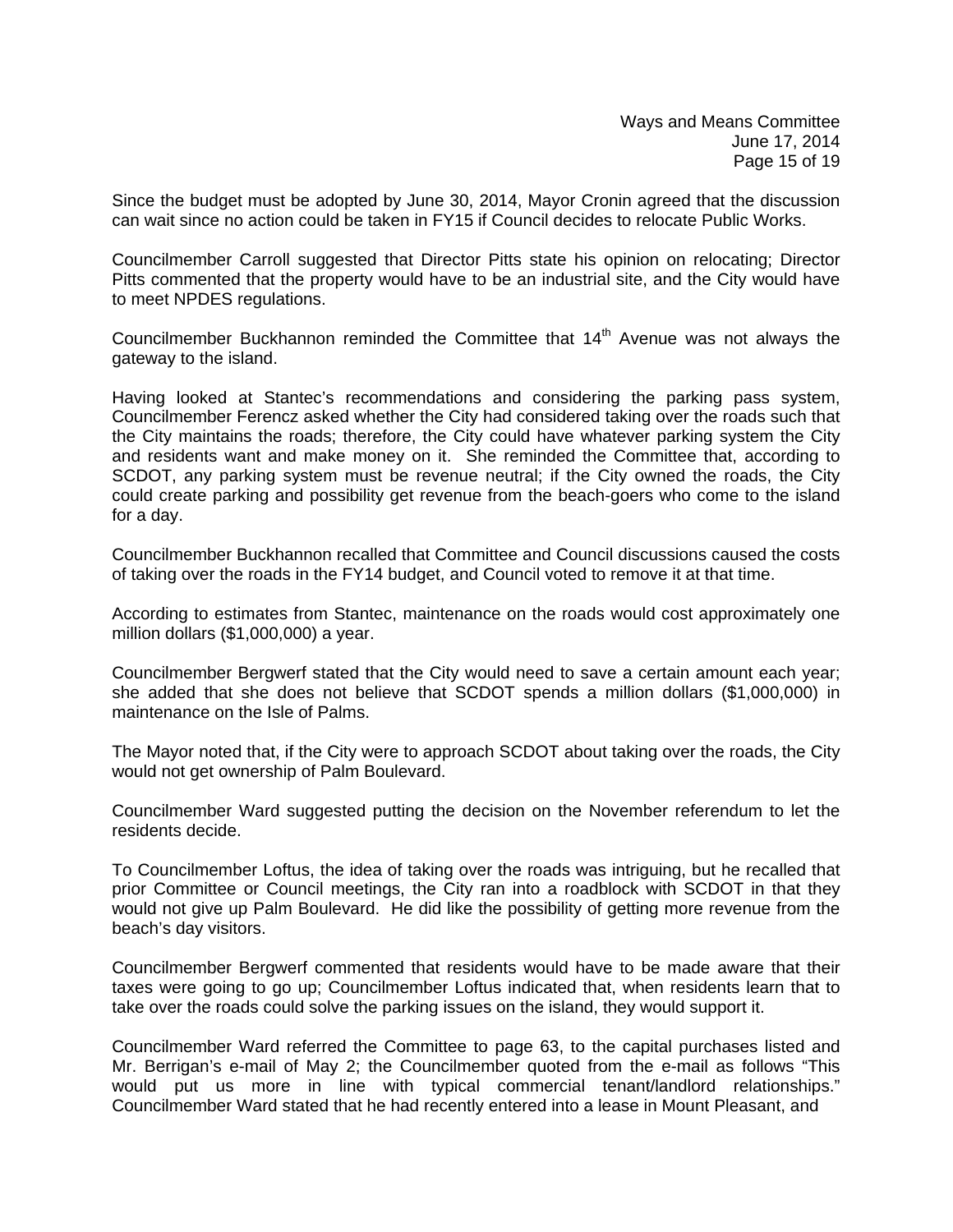Since the budget must be adopted by June 30, 2014, Mayor Cronin agreed that the discussion can wait since no action could be taken in FY15 if Council decides to relocate Public Works.

Councilmember Carroll suggested that Director Pitts state his opinion on relocating; Director Pitts commented that the property would have to be an industrial site, and the City would have to meet NPDES regulations.

Councilmember Buckhannon reminded the Committee that 14th Avenue was not always the gateway to the island.

Having looked at Stantec's recommendations and considering the parking pass system, Councilmember Ferencz asked whether the City had considered taking over the roads such that the City maintains the roads; therefore, the City could have whatever parking system the City and residents want and make money on it. She reminded the Committee that, according to SCDOT, any parking system must be revenue neutral; if the City owned the roads, the City could create parking and possibility get revenue from the beach-goers who come to the island for a day.

Councilmember Buckhannon recalled that Committee and Council discussions caused the costs of taking over the roads in the FY14 budget, and Council voted to remove it at that time.

According to estimates from Stantec, maintenance on the roads would cost approximately one million dollars ($1,000,000) a year.

Councilmember Bergwerf stated that the City would need to save a certain amount each year; she added that she does not believe that SCDOT spends a million dollars ($1,000,000) in maintenance on the Isle of Palms.

The Mayor noted that, if the City were to approach SCDOT about taking over the roads, the City would not get ownership of Palm Boulevard.

Councilmember Ward suggested putting the decision on the November referendum to let the residents decide.

To Councilmember Loftus, the idea of taking over the roads was intriguing, but he recalled that prior Committee or Council meetings, the City ran into a roadblock with SCDOT in that they would not give up Palm Boulevard. He did like the possibility of getting more revenue from the beach's day visitors.

Councilmember Bergwerf commented that residents would have to be made aware that their taxes were going to go up; Councilmember Loftus indicated that, when residents learn that to take over the roads could solve the parking issues on the island, they would support it.

Councilmember Ward referred the Committee to page 63, to the capital purchases listed and Mr. Berrigan's e-mail of May 2; the Councilmember quoted from the e-mail as follows "This would put us more in line with typical commercial tenant/landlord relationships." Councilmember Ward stated that he had recently entered into a lease in Mount Pleasant, and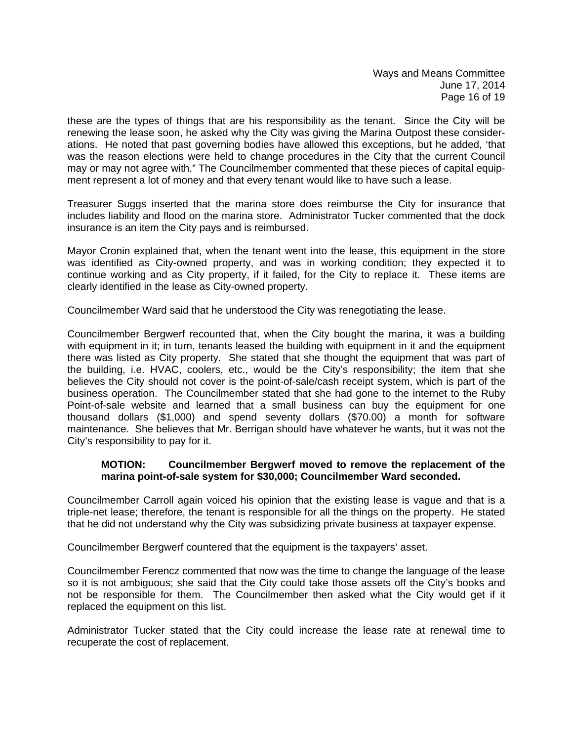these are the types of things that are his responsibility as the tenant. Since the City will be renewing the lease soon, he asked why the City was giving the Marina Outpost these considerations. He noted that past governing bodies have allowed this exceptions, but he added, 'that was the reason elections were held to change procedures in the City that the current Council may or may not agree with." The Councilmember commented that these pieces of capital equipment represent a lot of money and that every tenant would like to have such a lease.

Treasurer Suggs inserted that the marina store does reimburse the City for insurance that includes liability and flood on the marina store. Administrator Tucker commented that the dock insurance is an item the City pays and is reimbursed.

Mayor Cronin explained that, when the tenant went into the lease, this equipment in the store was identified as City-owned property, and was in working condition; they expected it to continue working and as City property, if it failed, for the City to replace it. These items are clearly identified in the lease as City-owned property.

Councilmember Ward said that he understood the City was renegotiating the lease.

Councilmember Bergwerf recounted that, when the City bought the marina, it was a building with equipment in it; in turn, tenants leased the building with equipment in it and the equipment there was listed as City property. She stated that she thought the equipment that was part of the building, i.e. HVAC, coolers, etc., would be the City's responsibility; the item that she believes the City should not cover is the point-of-sale/cash receipt system, which is part of the business operation. The Councilmember stated that she had gone to the internet to the Ruby Point-of-sale website and learned that a small business can buy the equipment for one thousand dollars ($1,000) and spend seventy dollars ($70.00) a month for software maintenance. She believes that Mr. Berrigan should have whatever he wants, but it was not the City's responsibility to pay for it.

> **MOTION: Councilmember Bergwerf moved to remove the replacement of the marina point-of-sale system for $30,000; Councilmember Ward seconded.**

Councilmember Carroll again voiced his opinion that the existing lease is vague and that is a triple-net lease; therefore, the tenant is responsible for all the things on the property. He stated that he did not understand why the City was subsidizing private business at taxpayer expense.

Councilmember Bergwerf countered that the equipment is the taxpayers' asset.

Councilmember Ferencz commented that now was the time to change the language of the lease so it is not ambiguous; she said that the City could take those assets off the City's books and not be responsible for them. The Councilmember then asked what the City would get if it replaced the equipment on this list.

Administrator Tucker stated that the City could increase the lease rate at renewal time to recuperate the cost of replacement.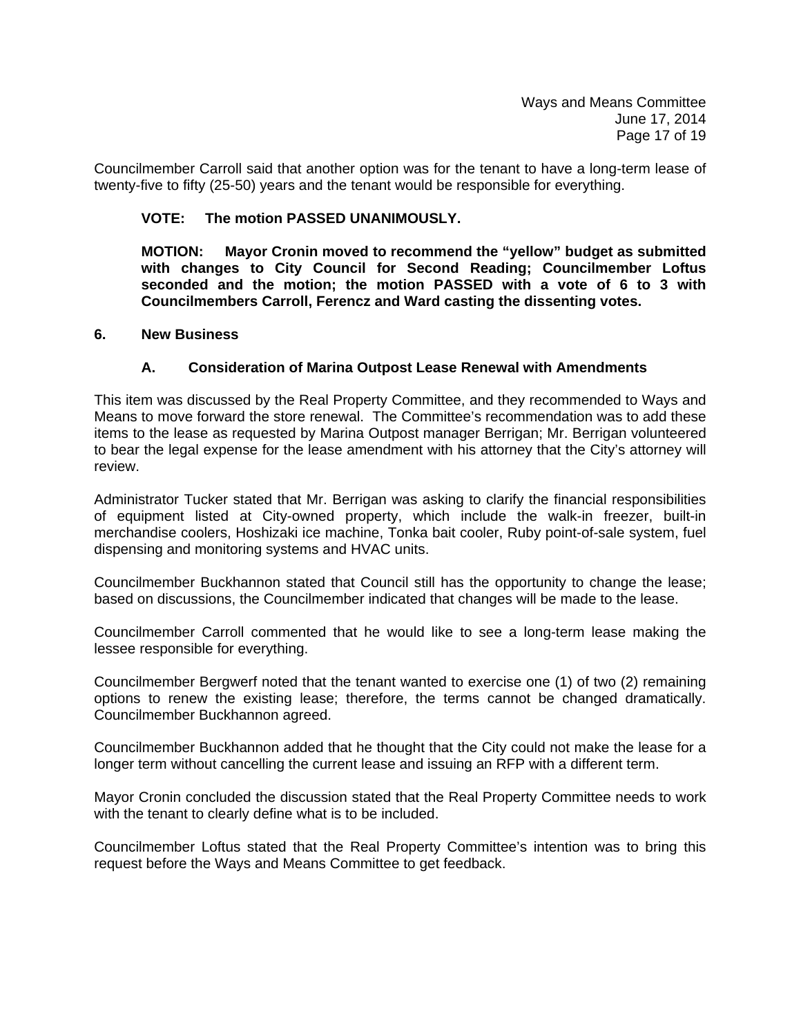Councilmember Carroll said that another option was for the tenant to have a long-term lease of twenty-five to fifty (25-50) years and the tenant would be responsible for everything.

**VOTE: The motion PASSED UNANIMOUSLY.**

**MOTION: Mayor Cronin moved to recommend the "yellow" budget as submitted with changes to City Council for Second Reading; Councilmember Loftus seconded and the motion; the motion PASSED with a vote of 6 to 3 with Councilmembers Carroll, Ferencz and Ward casting the dissenting votes.**

## 6. New Business

### A. Consideration of Marina Outpost Lease Renewal with Amendments

This item was discussed by the Real Property Committee, and they recommended to Ways and Means to move forward the store renewal. The Committee's recommendation was to add these items to the lease as requested by Marina Outpost manager Berrigan; Mr. Berrigan volunteered to bear the legal expense for the lease amendment with his attorney that the City's attorney will review.

Administrator Tucker stated that Mr. Berrigan was asking to clarify the financial responsibilities of equipment listed at City-owned property, which include the walk-in freezer, built-in merchandise coolers, Hoshizaki ice machine, Tonka bait cooler, Ruby point-of-sale system, fuel dispensing and monitoring systems and HVAC units.

Councilmember Buckhannon stated that Council still has the opportunity to change the lease; based on discussions, the Councilmember indicated that changes will be made to the lease.

Councilmember Carroll commented that he would like to see a long-term lease making the lessee responsible for everything.

Councilmember Bergwerf noted that the tenant wanted to exercise one (1) of two (2) remaining options to renew the existing lease; therefore, the terms cannot be changed dramatically. Councilmember Buckhannon agreed.

Councilmember Buckhannon added that he thought that the City could not make the lease for a longer term without cancelling the current lease and issuing an RFP with a different term.

Mayor Cronin concluded the discussion stated that the Real Property Committee needs to work with the tenant to clearly define what is to be included.

Councilmember Loftus stated that the Real Property Committee's intention was to bring this request before the Ways and Means Committee to get feedback.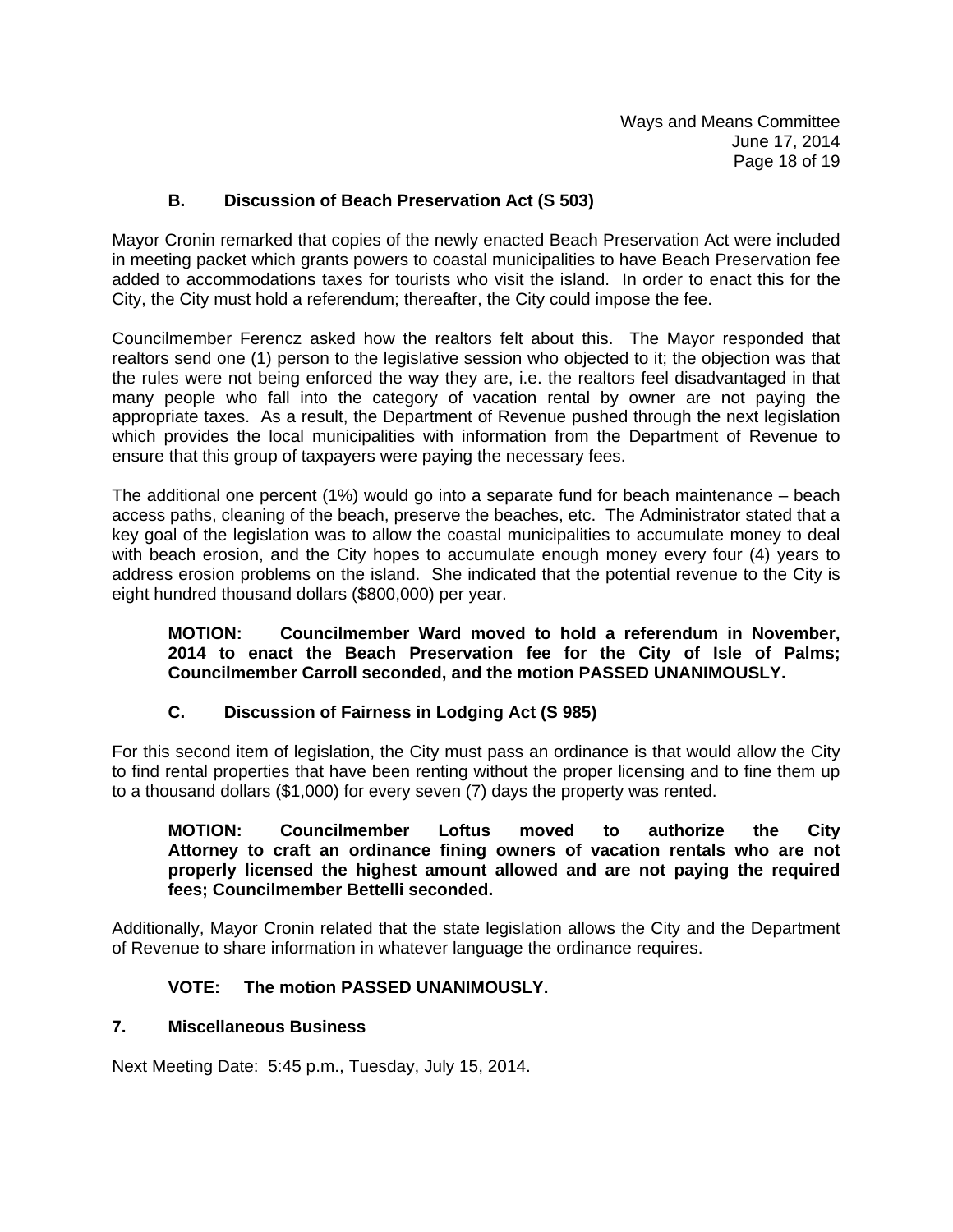### B. Discussion of Beach Preservation Act (S 503)

Mayor Cronin remarked that copies of the newly enacted Beach Preservation Act were included in meeting packet which grants powers to coastal municipalities to have Beach Preservation fee added to accommodations taxes for tourists who visit the island. In order to enact this for the City, the City must hold a referendum; thereafter, the City could impose the fee.

Councilmember Ferencz asked how the realtors felt about this. The Mayor responded that realtors send one (1) person to the legislative session who objected to it; the objection was that the rules were not being enforced the way they are, i.e. the realtors feel disadvantaged in that many people who fall into the category of vacation rental by owner are not paying the appropriate taxes. As a result, the Department of Revenue pushed through the next legislation which provides the local municipalities with information from the Department of Revenue to ensure that this group of taxpayers were paying the necessary fees.

The additional one percent (1%) would go into a separate fund for beach maintenance – beach access paths, cleaning of the beach, preserve the beaches, etc. The Administrator stated that a key goal of the legislation was to allow the coastal municipalities to accumulate money to deal with beach erosion, and the City hopes to accumulate enough money every four (4) years to address erosion problems on the island. She indicated that the potential revenue to the City is eight hundred thousand dollars ($800,000) per year.

**MOTION: Councilmember Ward moved to hold a referendum in November, 2014 to enact the Beach Preservation fee for the City of Isle of Palms; Councilmember Carroll seconded, and the motion PASSED UNANIMOUSLY.**

### C. Discussion of Fairness in Lodging Act (S 985)

For this second item of legislation, the City must pass an ordinance is that would allow the City to find rental properties that have been renting without the proper licensing and to fine them up to a thousand dollars ($1,000) for every seven (7) days the property was rented.

**MOTION: Councilmember Loftus moved to authorize the City Attorney to craft an ordinance fining owners of vacation rentals who are not properly licensed the highest amount allowed and are not paying the required fees; Councilmember Bettelli seconded.**

Additionally, Mayor Cronin related that the state legislation allows the City and the Department of Revenue to share information in whatever language the ordinance requires.

**VOTE: The motion PASSED UNANIMOUSLY.**

## 7. Miscellaneous Business

Next Meeting Date: 5:45 p.m., Tuesday, July 15, 2014.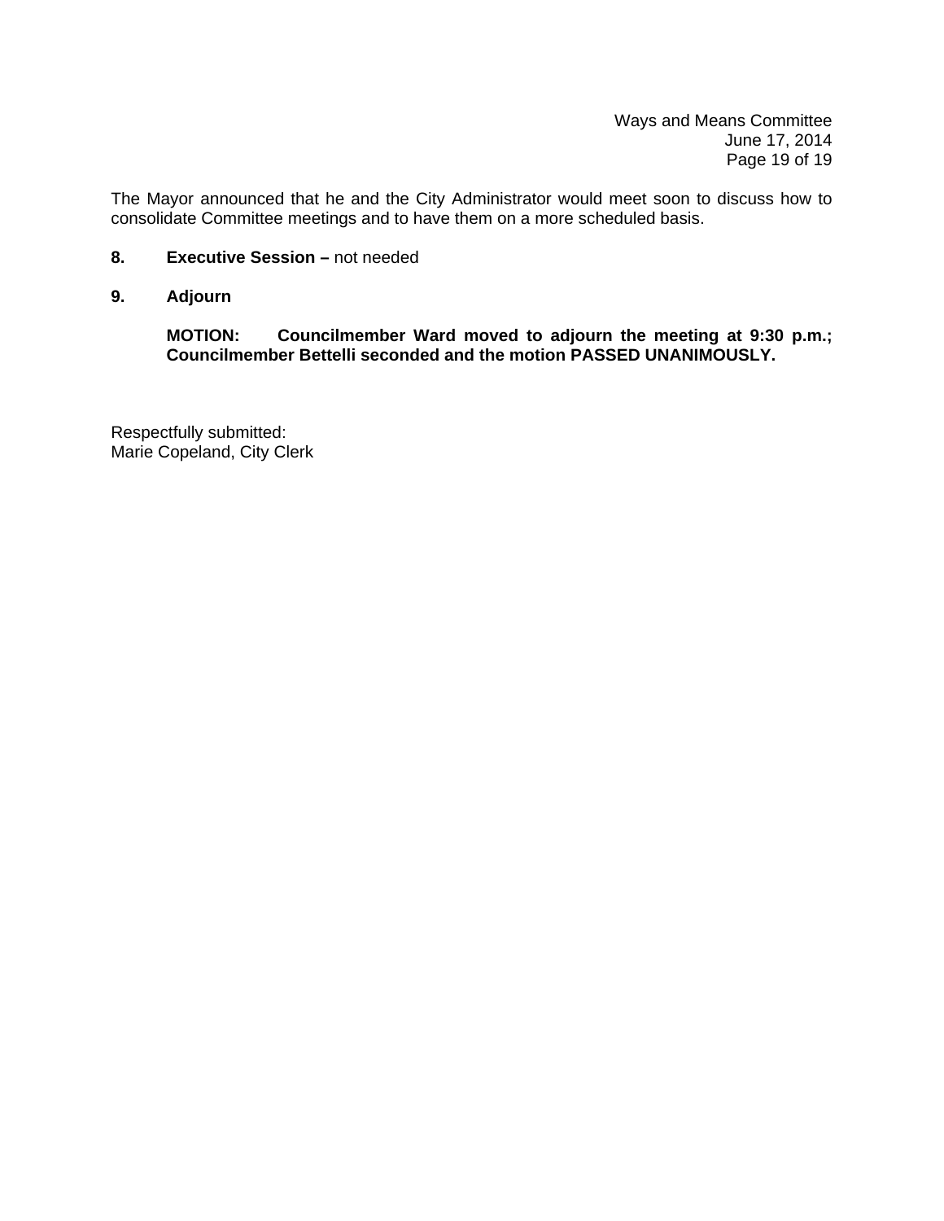The Mayor announced that he and the City Administrator would meet soon to discuss how to consolidate Committee meetings and to have them on a more scheduled basis.

**8. Executive Session –** not needed

**9. Adjourn**

**MOTION: Councilmember Ward moved to adjourn the meeting at 9:30 p.m.; Councilmember Bettelli seconded and the motion PASSED UNANIMOUSLY.**

Respectfully submitted:
Marie Copeland, City Clerk